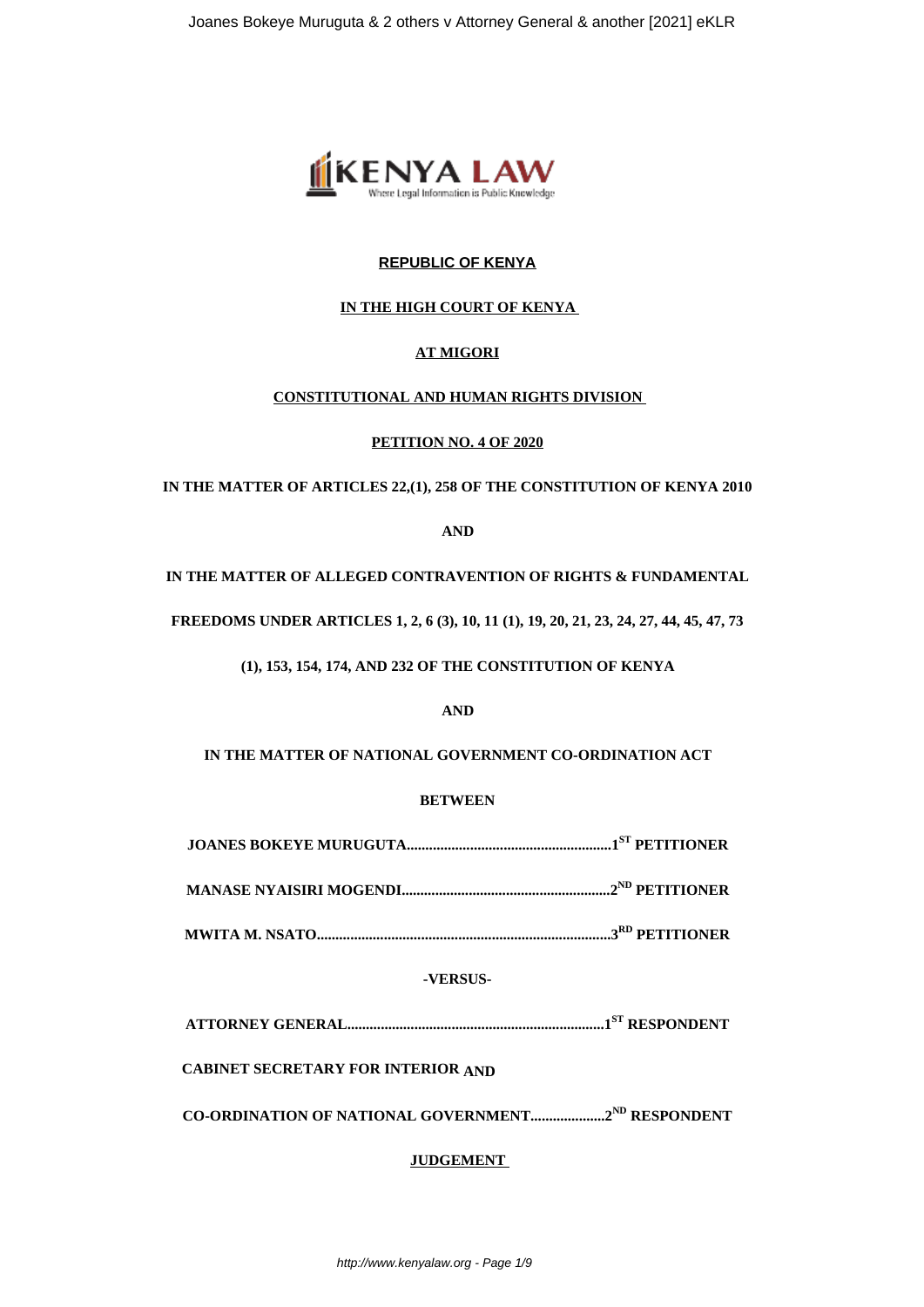**REPUBLIC OF KENYA**

**IN THE HIGH COURT OF KENYA**

**AT MIGORI**

**CONSTITUTIONAL AND HUMAN RIGHTS DIVISION**

**PETITION NO. 4 OF 2020**

**IN THE MATTER OF ARTICLES 22,(1), 258 OF THE CONSTITUTION OF KENYA 2010**

**AND**

**IN THE MATTER OF ALLEGED CONTRAVENTION OF RIGHTS & FUNDAMENTAL FREEDOMS UNDER ARTICLES 1, 2, 6 (3), 10, 11 (1), 19, 20, 21, 23, 24, 27, 44, 45, 47, 73 (1), 153, 154, 174, AND 232 OF THE CONSTITUTION OF KENYA**

**AND**

**IN THE MATTER OF NATIONAL GOVERNMENT CO-ORDINATION ACT**

**BETWEEN**

**JOANES BOKEYE MURUGUTA.......................................................1ST PETITIONER**

**MANASE NYAISIRI MOGENDI........................................................2ND PETITIONER**

**MWITA M. NSATO...............................................................................3RD PETITIONER**

**-VERSUS-**

**ATTORNEY GENERAL.....................................................................1ST RESPONDENT**

**CABINET SECRETARY FOR INTERIOR AND**

**CO-ORDINATION OF NATIONAL GOVERNMENT....................2ND RESPONDENT**

**JUDGEMENT**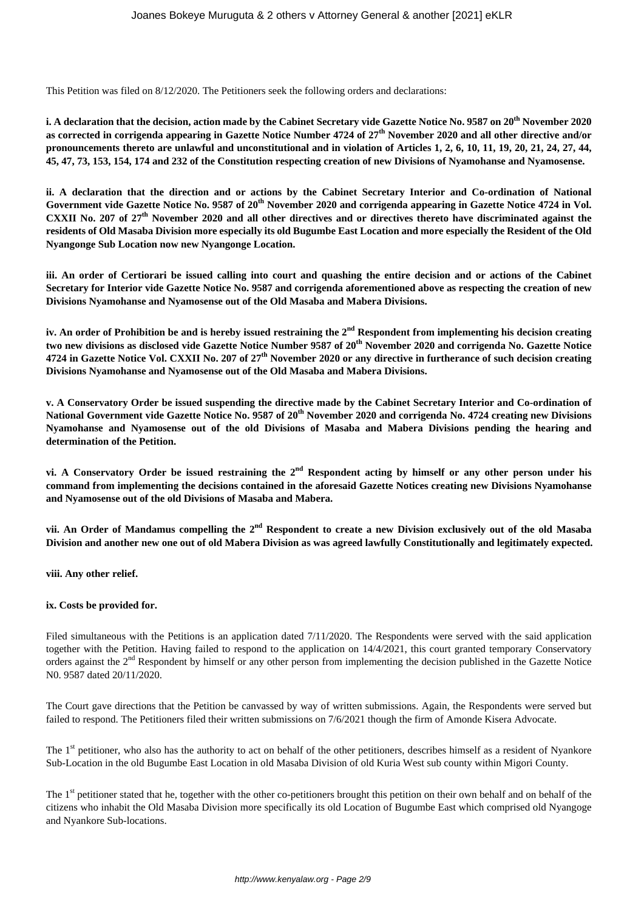This Petition was filed on 8/12/2020. The Petitioners seek the following orders and declarations:

**i. A declaration that the decision, action made by the Cabinet Secretary vide Gazette Notice No. 9587 on 20th November 2020 as corrected in corrigenda appearing in Gazette Notice Number 4724 of 27th November 2020 and all other directive and/or pronouncements thereto are unlawful and unconstitutional and in violation of Articles 1, 2, 6, 10, 11, 19, 20, 21, 24, 27, 44, 45, 47, 73, 153, 154, 174 and 232 of the Constitution respecting creation of new Divisions of Nyamohanse and Nyamosense.**

**ii. A declaration that the direction and or actions by the Cabinet Secretary Interior and Co-ordination of National Government vide Gazette Notice No. 9587 of 20th November 2020 and corrigenda appearing in Gazette Notice 4724 in Vol. CXXII No. 207 of 27th November 2020 and all other directives and or directives thereto have discriminated against the residents of Old Masaba Division more especially its old Bugumbe East Location and more especially the Resident of the Old Nyangonge Sub Location now new Nyangonge Location.**

**iii. An order of Certiorari be issued calling into court and quashing the entire decision and or actions of the Cabinet Secretary for Interior vide Gazette Notice No. 9587 and corrigenda aforementioned above as respecting the creation of new Divisions Nyamohanse and Nyamosense out of the Old Masaba and Mabera Divisions.**

**iv. An order of Prohibition be and is hereby issued restraining the 2nd Respondent from implementing his decision creating two new divisions as disclosed vide Gazette Notice Number 9587 of 20th November 2020 and corrigenda No. Gazette Notice 4724 in Gazette Notice Vol. CXXII No. 207 of 27th November 2020 or any directive in furtherance of such decision creating Divisions Nyamohanse and Nyamosense out of the Old Masaba and Mabera Divisions.**

**v. A Conservatory Order be issued suspending the directive made by the Cabinet Secretary Interior and Co-ordination of National Government vide Gazette Notice No. 9587 of 20th November 2020 and corrigenda No. 4724 creating new Divisions Nyamohanse and Nyamosense out of the old Divisions of Masaba and Mabera Divisions pending the hearing and determination of the Petition.**

**vi. A Conservatory Order be issued restraining the 2nd Respondent acting by himself or any other person under his command from implementing the decisions contained in the aforesaid Gazette Notices creating new Divisions Nyamohanse and Nyamosense out of the old Divisions of Masaba and Mabera.**

**vii. An Order of Mandamus compelling the 2nd Respondent to create a new Division exclusively out of the old Masaba Division and another new one out of old Mabera Division as was agreed lawfully Constitutionally and legitimately expected.**

**viii. Any other relief.**

**ix. Costs be provided for.**

Filed simultaneous with the Petitions is an application dated 7/11/2020. The Respondents were served with the said application together with the Petition. Having failed to respond to the application on 14/4/2021, this court granted temporary Conservatory orders against the 2nd Respondent by himself or any other person from implementing the decision published in the Gazette Notice N0. 9587 dated 20/11/2020.

The Court gave directions that the Petition be canvassed by way of written submissions. Again, the Respondents were served but failed to respond. The Petitioners filed their written submissions on 7/6/2021 though the firm of Amonde Kisera Advocate.

The 1st petitioner, who also has the authority to act on behalf of the other petitioners, describes himself as a resident of Nyankore Sub-Location in the old Bugumbe East Location in old Masaba Division of old Kuria West sub county within Migori County.

The 1st petitioner stated that he, together with the other co-petitioners brought this petition on their own behalf and on behalf of the citizens who inhabit the Old Masaba Division more specifically its old Location of Bugumbe East which comprised old Nyangoge and Nyankore Sub-locations.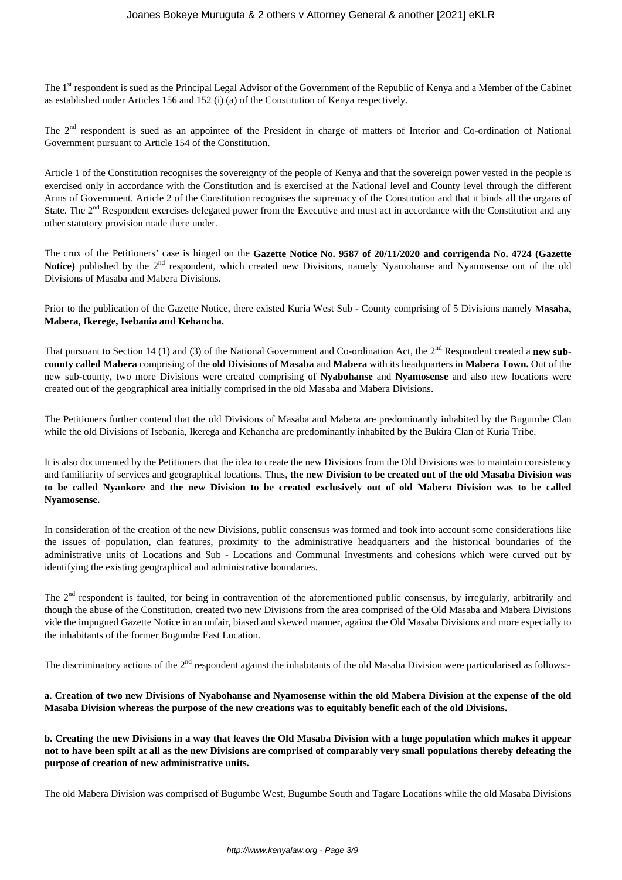The 1[st] respondent is sued as the Principal Legal Advisor of the Government of the Republic of Kenya and a Member of the Cabinet as established under Articles 156 and 152 (i) (a) of the Constitution of Kenya respectively.

The 2[nd] respondent is sued as an appointee of the President in charge of matters of Interior and Co-ordination of National Government pursuant to Article 154 of the Constitution.

Article 1 of the Constitution recognises the sovereignty of the people of Kenya and that the sovereign power vested in the people is exercised only in accordance with the Constitution and is exercised at the National level and County level through the different Arms of Government. Article 2 of the Constitution recognises the supremacy of the Constitution and that it binds all the organs of State. The 2[nd] Respondent exercises delegated power from the Executive and must act in accordance with the Constitution and any other statutory provision made there under.

The crux of the Petitioners' case is hinged on the **Gazette Notice No. 9587 of 20/11/2020 and corrigenda No. 4724 (Gazette Notice)** published by the 2[nd] respondent, which created new Divisions, namely Nyamohanse and Nyamosense out of the old Divisions of Masaba and Mabera Divisions.

Prior to the publication of the Gazette Notice, there existed Kuria West Sub - County comprising of 5 Divisions namely **Masaba, Mabera, Ikerege, Isebania and Kehancha.**

That pursuant to Section 14 (1) and (3) of the National Government and Co-ordination Act, the 2[nd] Respondent created a **new sub-county called Mabera** comprising of the **old Divisions of Masaba** and **Mabera** with its headquarters in **Mabera Town.** Out of the new sub-county, two more Divisions were created comprising of **Nyabohanse** and **Nyamosense** and also new locations were created out of the geographical area initially comprised in the old Masaba and Mabera Divisions.

The Petitioners further contend that the old Divisions of Masaba and Mabera are predominantly inhabited by the Bugumbe Clan while the old Divisions of Isebania, Ikerega and Kehancha are predominantly inhabited by the Bukira Clan of Kuria Tribe.

It is also documented by the Petitioners that the idea to create the new Divisions from the Old Divisions was to maintain consistency and familiarity of services and geographical locations. Thus, **the new Division to be created out of the old Masaba Division was to be called Nyankore** and **the new Division to be created exclusively out of old Mabera Division was to be called Nyamosense.**

In consideration of the creation of the new Divisions, public consensus was formed and took into account some considerations like the issues of population, clan features, proximity to the administrative headquarters and the historical boundaries of the administrative units of Locations and Sub - Locations and Communal Investments and cohesions which were curved out by identifying the existing geographical and administrative boundaries.

The 2[nd] respondent is faulted, for being in contravention of the aforementioned public consensus, by irregularly, arbitrarily and though the abuse of the Constitution, created two new Divisions from the area comprised of the Old Masaba and Mabera Divisions vide the impugned Gazette Notice in an unfair, biased and skewed manner, against the Old Masaba Divisions and more especially to the inhabitants of the former Bugumbe East Location.

The discriminatory actions of the 2[nd] respondent against the inhabitants of the old Masaba Division were particularised as follows:-

**a. Creation of two new Divisions of Nyabohanse and Nyamosense within the old Mabera Division at the expense of the old Masaba Division whereas the purpose of the new creations was to equitably benefit each of the old Divisions.**

**b. Creating the new Divisions in a way that leaves the Old Masaba Division with a huge population which makes it appear not to have been spilt at all as the new Divisions are comprised of comparably very small populations thereby defeating the purpose of creation of new administrative units.**

The old Mabera Division was comprised of Bugumbe West, Bugumbe South and Tagare Locations while the old Masaba Divisions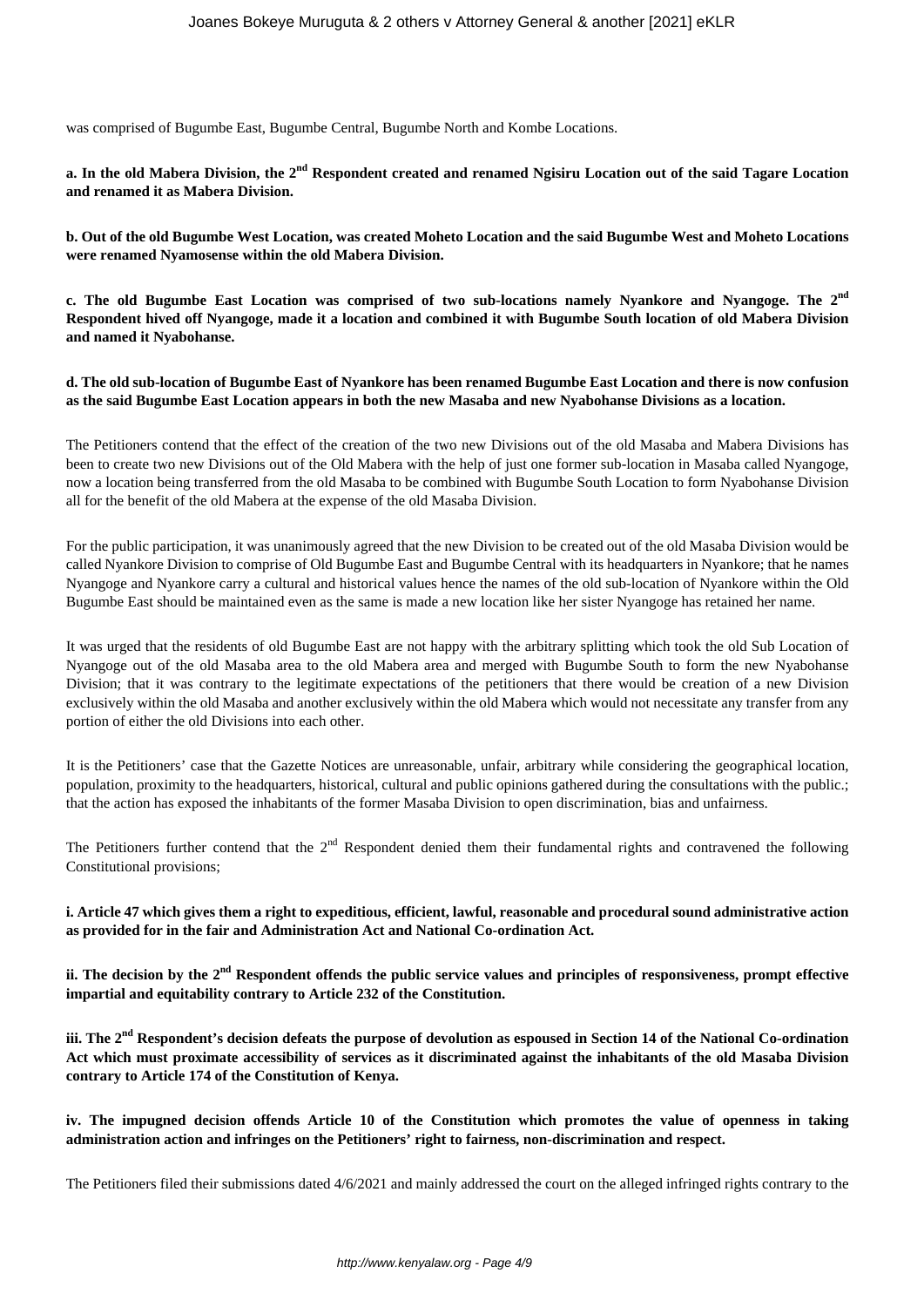was comprised of Bugumbe East, Bugumbe Central, Bugumbe North and Kombe Locations.

**a. In the old Mabera Division, the 2nd Respondent created and renamed Ngisiru Location out of the said Tagare Location and renamed it as Mabera Division.**

**b. Out of the old Bugumbe West Location, was created Moheto Location and the said Bugumbe West and Moheto Locations were renamed Nyamosense within the old Mabera Division.**

**c. The old Bugumbe East Location was comprised of two sub-locations namely Nyankore and Nyangoge. The 2nd Respondent hived off Nyangoge, made it a location and combined it with Bugumbe South location of old Mabera Division and named it Nyabohanse.**

**d. The old sub-location of Bugumbe East of Nyankore has been renamed Bugumbe East Location and there is now confusion as the said Bugumbe East Location appears in both the new Masaba and new Nyabohanse Divisions as a location.**

The Petitioners contend that the effect of the creation of the two new Divisions out of the old Masaba and Mabera Divisions has been to create two new Divisions out of the Old Mabera with the help of just one former sub-location in Masaba called Nyangoge, now a location being transferred from the old Masaba to be combined with Bugumbe South Location to form Nyabohanse Division all for the benefit of the old Mabera at the expense of the old Masaba Division.

For the public participation, it was unanimously agreed that the new Division to be created out of the old Masaba Division would be called Nyankore Division to comprise of Old Bugumbe East and Bugumbe Central with its headquarters in Nyankore; that he names Nyangoge and Nyankore carry a cultural and historical values hence the names of the old sub-location of Nyankore within the Old Bugumbe East should be maintained even as the same is made a new location like her sister Nyangoge has retained her name.

It was urged that the residents of old Bugumbe East are not happy with the arbitrary splitting which took the old Sub Location of Nyangoge out of the old Masaba area to the old Mabera area and merged with Bugumbe South to form the new Nyabohanse Division; that it was contrary to the legitimate expectations of the petitioners that there would be creation of a new Division exclusively within the old Masaba and another exclusively within the old Mabera which would not necessitate any transfer from any portion of either the old Divisions into each other.

It is the Petitioners' case that the Gazette Notices are unreasonable, unfair, arbitrary while considering the geographical location, population, proximity to the headquarters, historical, cultural and public opinions gathered during the consultations with the public.; that the action has exposed the inhabitants of the former Masaba Division to open discrimination, bias and unfairness.

The Petitioners further contend that the 2nd Respondent denied them their fundamental rights and contravened the following Constitutional provisions;

**i. Article 47 which gives them a right to expeditious, efficient, lawful, reasonable and procedural sound administrative action as provided for in the fair and Administration Act and National Co-ordination Act.**

**ii. The decision by the 2nd Respondent offends the public service values and principles of responsiveness, prompt effective impartial and equitability contrary to Article 232 of the Constitution.**

**iii. The 2nd Respondent's decision defeats the purpose of devolution as espoused in Section 14 of the National Co-ordination Act which must proximate accessibility of services as it discriminated against the inhabitants of the old Masaba Division contrary to Article 174 of the Constitution of Kenya.**

**iv. The impugned decision offends Article 10 of the Constitution which promotes the value of openness in taking administration action and infringes on the Petitioners' right to fairness, non-discrimination and respect.**

The Petitioners filed their submissions dated 4/6/2021 and mainly addressed the court on the alleged infringed rights contrary to the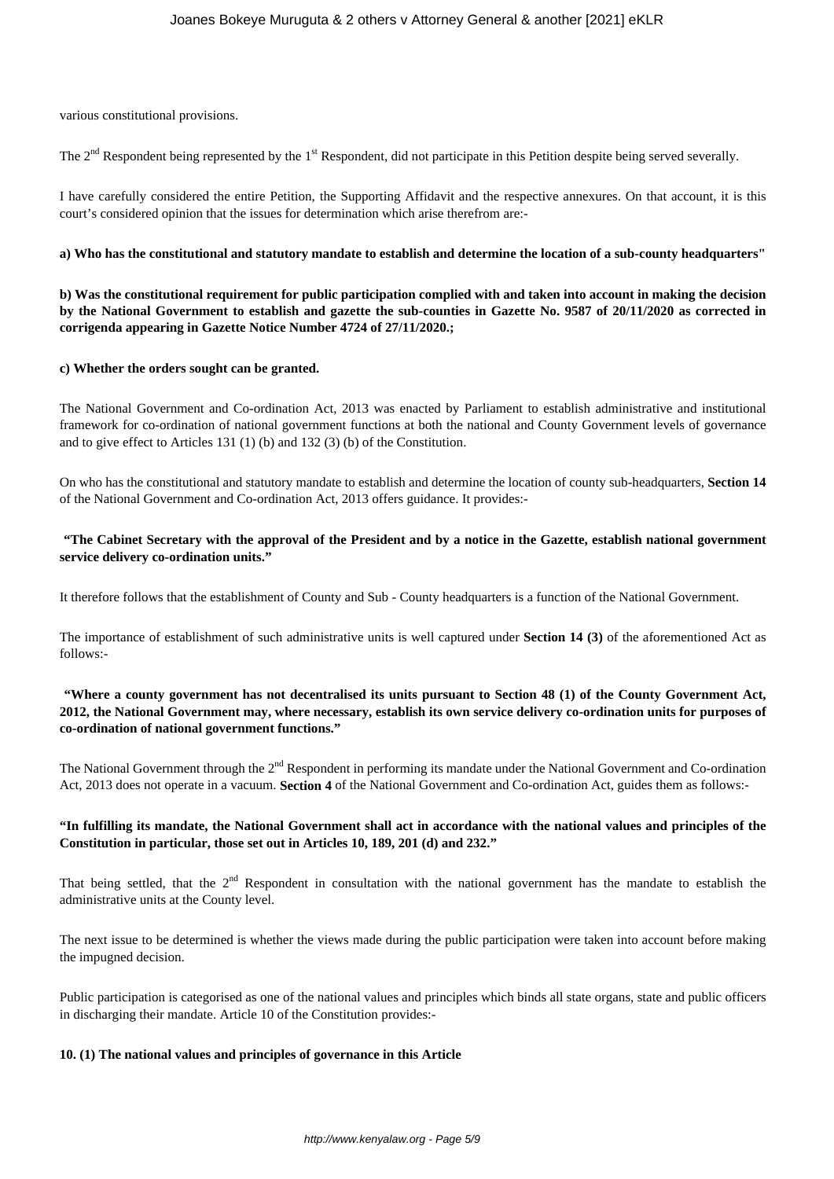various constitutional provisions.

The 2nd Respondent being represented by the 1st Respondent, did not participate in this Petition despite being served severally.

I have carefully considered the entire Petition, the Supporting Affidavit and the respective annexures. On that account, it is this court's considered opinion that the issues for determination which arise therefrom are:-

**a) Who has the constitutional and statutory mandate to establish and determine the location of a sub-county headquarters"**

**b) Was the constitutional requirement for public participation complied with and taken into account in making the decision by the National Government to establish and gazette the sub-counties in Gazette No. 9587 of 20/11/2020 as corrected in corrigenda appearing in Gazette Notice Number 4724 of 27/11/2020.;**

**c) Whether the orders sought can be granted.**

The National Government and Co-ordination Act, 2013 was enacted by Parliament to establish administrative and institutional framework for co-ordination of national government functions at both the national and County Government levels of governance and to give effect to Articles 131 (1) (b) and 132 (3) (b) of the Constitution.

On who has the constitutional and statutory mandate to establish and determine the location of county sub-headquarters, **Section 14** of the National Government and Co-ordination Act, 2013 offers guidance. It provides:-

**"The Cabinet Secretary with the approval of the President and by a notice in the Gazette, establish national government service delivery co-ordination units."**

It therefore follows that the establishment of County and Sub - County headquarters is a function of the National Government.

The importance of establishment of such administrative units is well captured under **Section 14 (3)** of the aforementioned Act as follows:-

**"Where a county government has not decentralised its units pursuant to Section 48 (1) of the County Government Act, 2012, the National Government may, where necessary, establish its own service delivery co-ordination units for purposes of co-ordination of national government functions."**

The National Government through the 2nd Respondent in performing its mandate under the National Government and Co-ordination Act, 2013 does not operate in a vacuum. **Section 4** of the National Government and Co-ordination Act, guides them as follows:-

**"In fulfilling its mandate, the National Government shall act in accordance with the national values and principles of the Constitution in particular, those set out in Articles 10, 189, 201 (d) and 232."**

That being settled, that the 2nd Respondent in consultation with the national government has the mandate to establish the administrative units at the County level.

The next issue to be determined is whether the views made during the public participation were taken into account before making the impugned decision.

Public participation is categorised as one of the national values and principles which binds all state organs, state and public officers in discharging their mandate. Article 10 of the Constitution provides:-

**10. (1) The national values and principles of governance in this Article**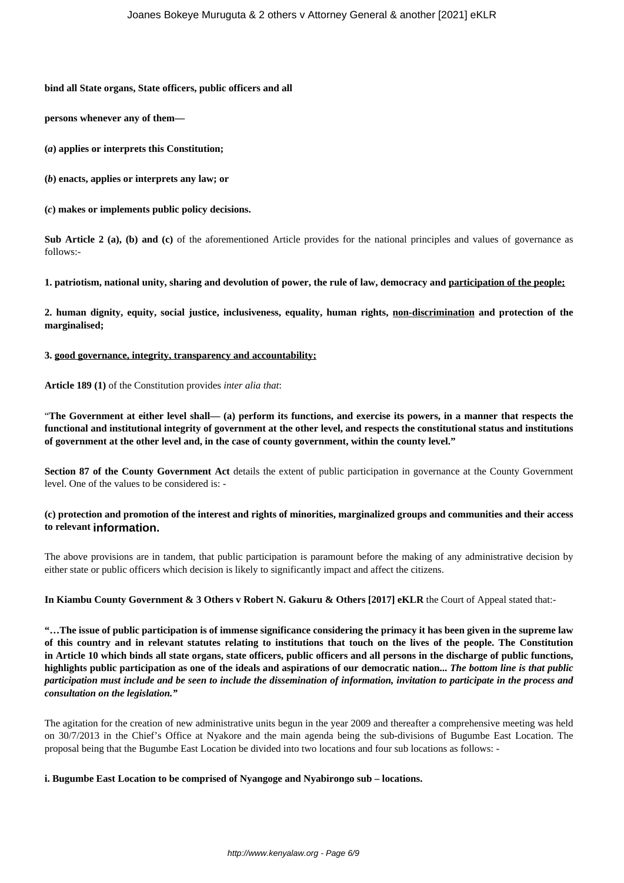**bind all State organs, State officers, public officers and all**

**persons whenever any of them—**

**(*a*) applies or interprets this Constitution;**

**(*b*) enacts, applies or interprets any law; or**

**(*c*) makes or implements public policy decisions.**

**Sub Article 2 (a), (b) and (c)** of the aforementioned Article provides for the national principles and values of governance as follows:-

**1. patriotism, national unity, sharing and devolution of power, the rule of law, democracy and <u>participation of the people;</u>**

**2. human dignity, equity, social justice, inclusiveness, equality, human rights, <u>non-discrimination</u> and protection of the marginalised;**

**3. <u>good governance, integrity, transparency and accountability;</u>**

**Article 189 (1)** of the Constitution provides *inter alia that*:

"**The Government at either level shall— (a) perform its functions, and exercise its powers, in a manner that respects the functional and institutional integrity of government at the other level, and respects the constitutional status and institutions of government at the other level and, in the case of county government, within the county level."**

**Section 87 of the County Government Act** details the extent of public participation in governance at the County Government level. One of the values to be considered is: -

**(c) protection and promotion of the interest and rights of minorities, marginalized groups and communities and their access to relevant information.**

The above provisions are in tandem, that public participation is paramount before the making of any administrative decision by either state or public officers which decision is likely to significantly impact and affect the citizens.

**In Kiambu County Government & 3 Others v Robert N. Gakuru & Others [2017] eKLR** the Court of Appeal stated that:-

**"…The issue of public participation is of immense significance considering the primacy it has been given in the supreme law of this country and in relevant statutes relating to institutions that touch on the lives of the people. The Constitution in Article 10 which binds all state organs, state officers, public officers and all persons in the discharge of public functions, highlights public participation as one of the ideals and aspirations of our democratic nation... *The bottom line is that public participation must include and be seen to include the dissemination of information, invitation to participate in the process and consultation on the legislation.*"**

The agitation for the creation of new administrative units begun in the year 2009 and thereafter a comprehensive meeting was held on 30/7/2013 in the Chief's Office at Nyakore and the main agenda being the sub-divisions of Bugumbe East Location. The proposal being that the Bugumbe East Location be divided into two locations and four sub locations as follows: -

**i. Bugumbe East Location to be comprised of Nyangoge and Nyabirongo sub – locations.**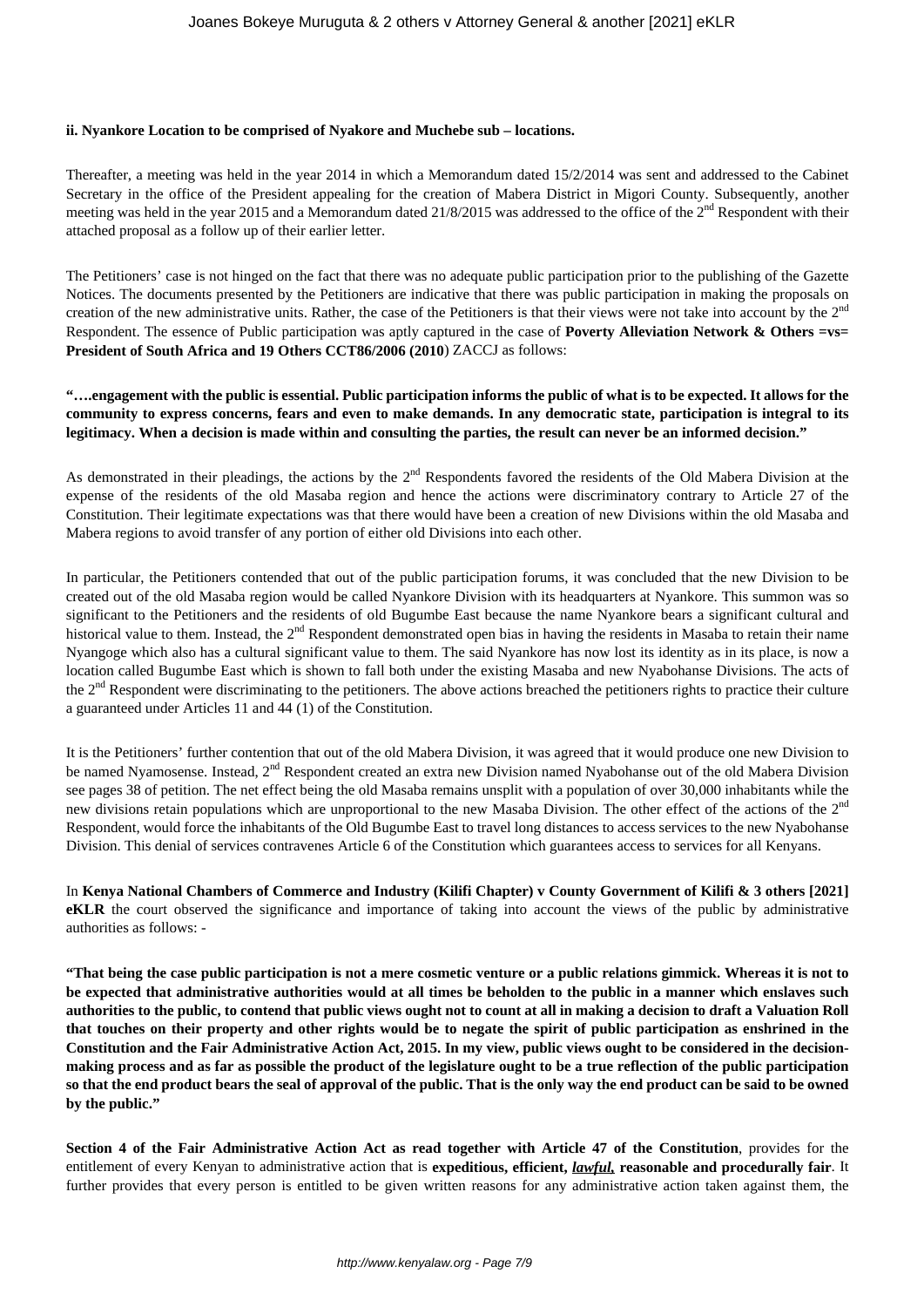**ii. Nyankore Location to be comprised of Nyakore and Muchebe sub – locations.**

Thereafter, a meeting was held in the year 2014 in which a Memorandum dated 15/2/2014 was sent and addressed to the Cabinet Secretary in the office of the President appealing for the creation of Mabera District in Migori County. Subsequently, another meeting was held in the year 2015 and a Memorandum dated 21/8/2015 was addressed to the office of the 2nd Respondent with their attached proposal as a follow up of their earlier letter.

The Petitioners' case is not hinged on the fact that there was no adequate public participation prior to the publishing of the Gazette Notices. The documents presented by the Petitioners are indicative that there was public participation in making the proposals on creation of the new administrative units. Rather, the case of the Petitioners is that their views were not take into account by the 2nd Respondent. The essence of Public participation was aptly captured in the case of **Poverty Alleviation Network & Others =vs= President of South Africa and 19 Others CCT86/2006 (2010**) ZACCJ as follows:

**"….engagement with the public is essential. Public participation informs the public of what is to be expected. It allows for the community to express concerns, fears and even to make demands. In any democratic state, participation is integral to its legitimacy. When a decision is made within and consulting the parties, the result can never be an informed decision."**

As demonstrated in their pleadings, the actions by the 2nd Respondents favored the residents of the Old Mabera Division at the expense of the residents of the old Masaba region and hence the actions were discriminatory contrary to Article 27 of the Constitution. Their legitimate expectations was that there would have been a creation of new Divisions within the old Masaba and Mabera regions to avoid transfer of any portion of either old Divisions into each other.

In particular, the Petitioners contended that out of the public participation forums, it was concluded that the new Division to be created out of the old Masaba region would be called Nyankore Division with its headquarters at Nyankore. This summon was so significant to the Petitioners and the residents of old Bugumbe East because the name Nyankore bears a significant cultural and historical value to them. Instead, the 2nd Respondent demonstrated open bias in having the residents in Masaba to retain their name Nyangoge which also has a cultural significant value to them. The said Nyankore has now lost its identity as in its place, is now a location called Bugumbe East which is shown to fall both under the existing Masaba and new Nyabohanse Divisions. The acts of the 2nd Respondent were discriminating to the petitioners. The above actions breached the petitioners rights to practice their culture a guaranteed under Articles 11 and 44 (1) of the Constitution.

It is the Petitioners' further contention that out of the old Mabera Division, it was agreed that it would produce one new Division to be named Nyamosense. Instead, 2nd Respondent created an extra new Division named Nyabohanse out of the old Mabera Division see pages 38 of petition. The net effect being the old Masaba remains unsplit with a population of over 30,000 inhabitants while the new divisions retain populations which are unproportional to the new Masaba Division. The other effect of the actions of the 2nd Respondent, would force the inhabitants of the Old Bugumbe East to travel long distances to access services to the new Nyabohanse Division. This denial of services contravenes Article 6 of the Constitution which guarantees access to services for all Kenyans.

In **Kenya National Chambers of Commerce and Industry (Kilifi Chapter) v County Government of Kilifi & 3 others [2021] eKLR** the court observed the significance and importance of taking into account the views of the public by administrative authorities as follows: -

**"That being the case public participation is not a mere cosmetic venture or a public relations gimmick. Whereas it is not to be expected that administrative authorities would at all times be beholden to the public in a manner which enslaves such authorities to the public, to contend that public views ought not to count at all in making a decision to draft a Valuation Roll that touches on their property and other rights would be to negate the spirit of public participation as enshrined in the Constitution and the Fair Administrative Action Act, 2015. In my view, public views ought to be considered in the decision-making process and as far as possible the product of the legislature ought to be a true reflection of the public participation so that the end product bears the seal of approval of the public. That is the only way the end product can be said to be owned by the public."**

**Section 4 of the Fair Administrative Action Act as read together with Article 47 of the Constitution**, provides for the entitlement of every Kenyan to administrative action that is **expeditious, efficient, *lawful,* reasonable and procedurally fair**. It further provides that every person is entitled to be given written reasons for any administrative action taken against them, the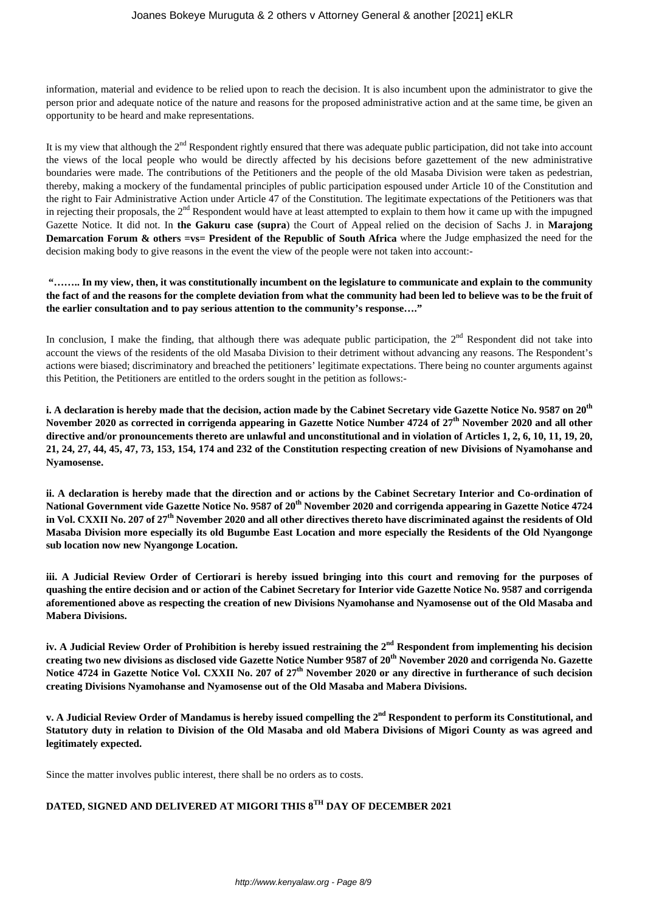information, material and evidence to be relied upon to reach the decision. It is also incumbent upon the administrator to give the person prior and adequate notice of the nature and reasons for the proposed administrative action and at the same time, be given an opportunity to be heard and make representations.

It is my view that although the 2nd Respondent rightly ensured that there was adequate public participation, did not take into account the views of the local people who would be directly affected by his decisions before gazettement of the new administrative boundaries were made. The contributions of the Petitioners and the people of the old Masaba Division were taken as pedestrian, thereby, making a mockery of the fundamental principles of public participation espoused under Article 10 of the Constitution and the right to Fair Administrative Action under Article 47 of the Constitution. The legitimate expectations of the Petitioners was that in rejecting their proposals, the 2nd Respondent would have at least attempted to explain to them how it came up with the impugned Gazette Notice. It did not. In **the Gakuru case (supra**) the Court of Appeal relied on the decision of Sachs J. in **Marajong Demarcation Forum & others =vs= President of the Republic of South Africa** where the Judge emphasized the need for the decision making body to give reasons in the event the view of the people were not taken into account:-

**"…….. In my view, then, it was constitutionally incumbent on the legislature to communicate and explain to the community the fact of and the reasons for the complete deviation from what the community had been led to believe was to be the fruit of the earlier consultation and to pay serious attention to the community's response…."**

In conclusion, I make the finding, that although there was adequate public participation, the 2nd Respondent did not take into account the views of the residents of the old Masaba Division to their detriment without advancing any reasons. The Respondent's actions were biased; discriminatory and breached the petitioners' legitimate expectations. There being no counter arguments against this Petition, the Petitioners are entitled to the orders sought in the petition as follows:-

**i. A declaration is hereby made that the decision, action made by the Cabinet Secretary vide Gazette Notice No. 9587 on 20th November 2020 as corrected in corrigenda appearing in Gazette Notice Number 4724 of 27th November 2020 and all other directive and/or pronouncements thereto are unlawful and unconstitutional and in violation of Articles 1, 2, 6, 10, 11, 19, 20, 21, 24, 27, 44, 45, 47, 73, 153, 154, 174 and 232 of the Constitution respecting creation of new Divisions of Nyamohanse and Nyamosense.**

**ii. A declaration is hereby made that the direction and or actions by the Cabinet Secretary Interior and Co-ordination of National Government vide Gazette Notice No. 9587 of 20th November 2020 and corrigenda appearing in Gazette Notice 4724 in Vol. CXXII No. 207 of 27th November 2020 and all other directives thereto have discriminated against the residents of Old Masaba Division more especially its old Bugumbe East Location and more especially the Residents of the Old Nyangonge sub location now new Nyangonge Location.**

**iii. A Judicial Review Order of Certiorari is hereby issued bringing into this court and removing for the purposes of quashing the entire decision and or action of the Cabinet Secretary for Interior vide Gazette Notice No. 9587 and corrigenda aforementioned above as respecting the creation of new Divisions Nyamohanse and Nyamosense out of the Old Masaba and Mabera Divisions.**

**iv. A Judicial Review Order of Prohibition is hereby issued restraining the 2nd Respondent from implementing his decision creating two new divisions as disclosed vide Gazette Notice Number 9587 of 20th November 2020 and corrigenda No. Gazette Notice 4724 in Gazette Notice Vol. CXXII No. 207 of 27th November 2020 or any directive in furtherance of such decision creating Divisions Nyamohanse and Nyamosense out of the Old Masaba and Mabera Divisions.**

**v. A Judicial Review Order of Mandamus is hereby issued compelling the 2nd Respondent to perform its Constitutional, and Statutory duty in relation to Division of the Old Masaba and old Mabera Divisions of Migori County as was agreed and legitimately expected.**

Since the matter involves public interest, there shall be no orders as to costs.

**DATED, SIGNED AND DELIVERED AT MIGORI THIS 8TH DAY OF DECEMBER 2021**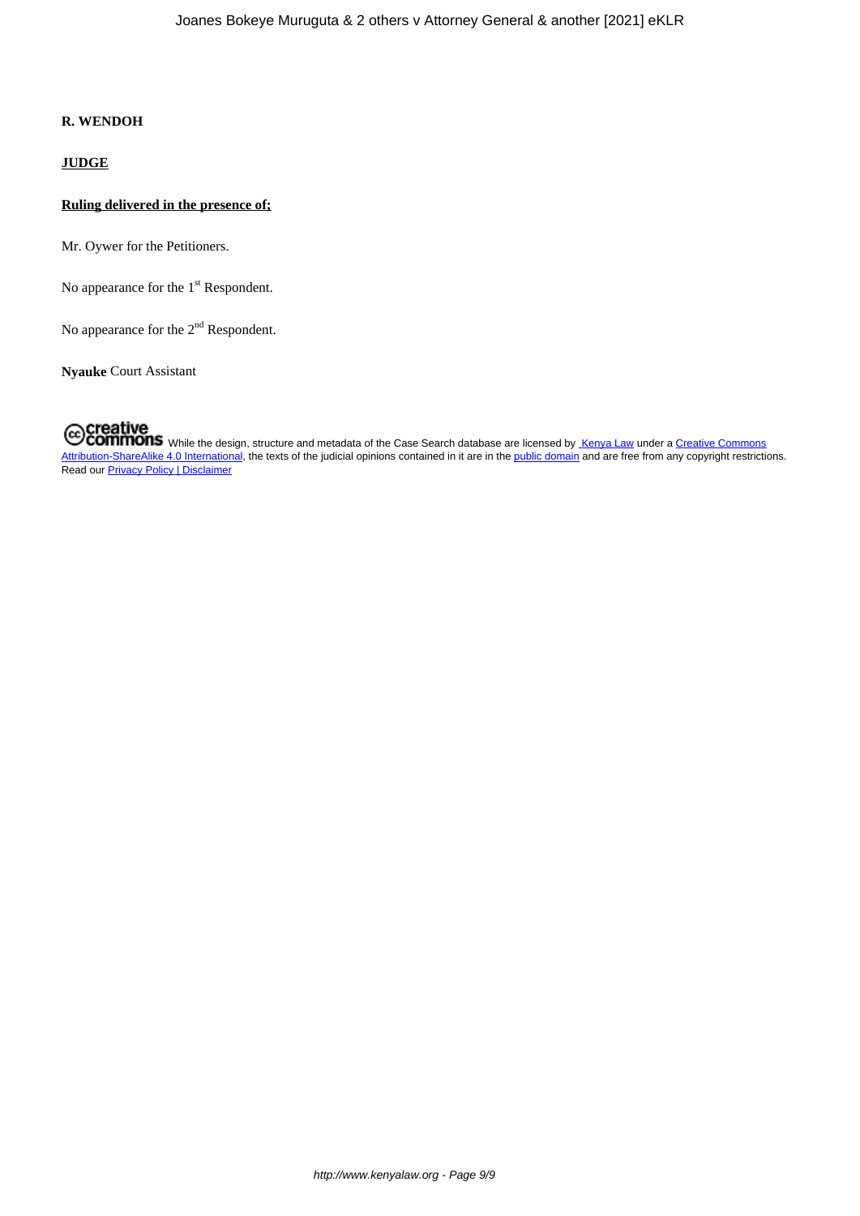**R. WENDOH**

**JUDGE**

**Ruling delivered in the presence of;**

Mr. Oywer for the Petitioners.

No appearance for the 1st Respondent.

No appearance for the 2nd Respondent.

**Nyauke** Court Assistant

While the design, structure and metadata of the Case Search database are licensed by Kenya Law under a Creative Commons Attribution-ShareAlike 4.0 International, the texts of the judicial opinions contained in it are in the public domain and are free from any copyright restrictions. Read our Privacy Policy | Disclaimer